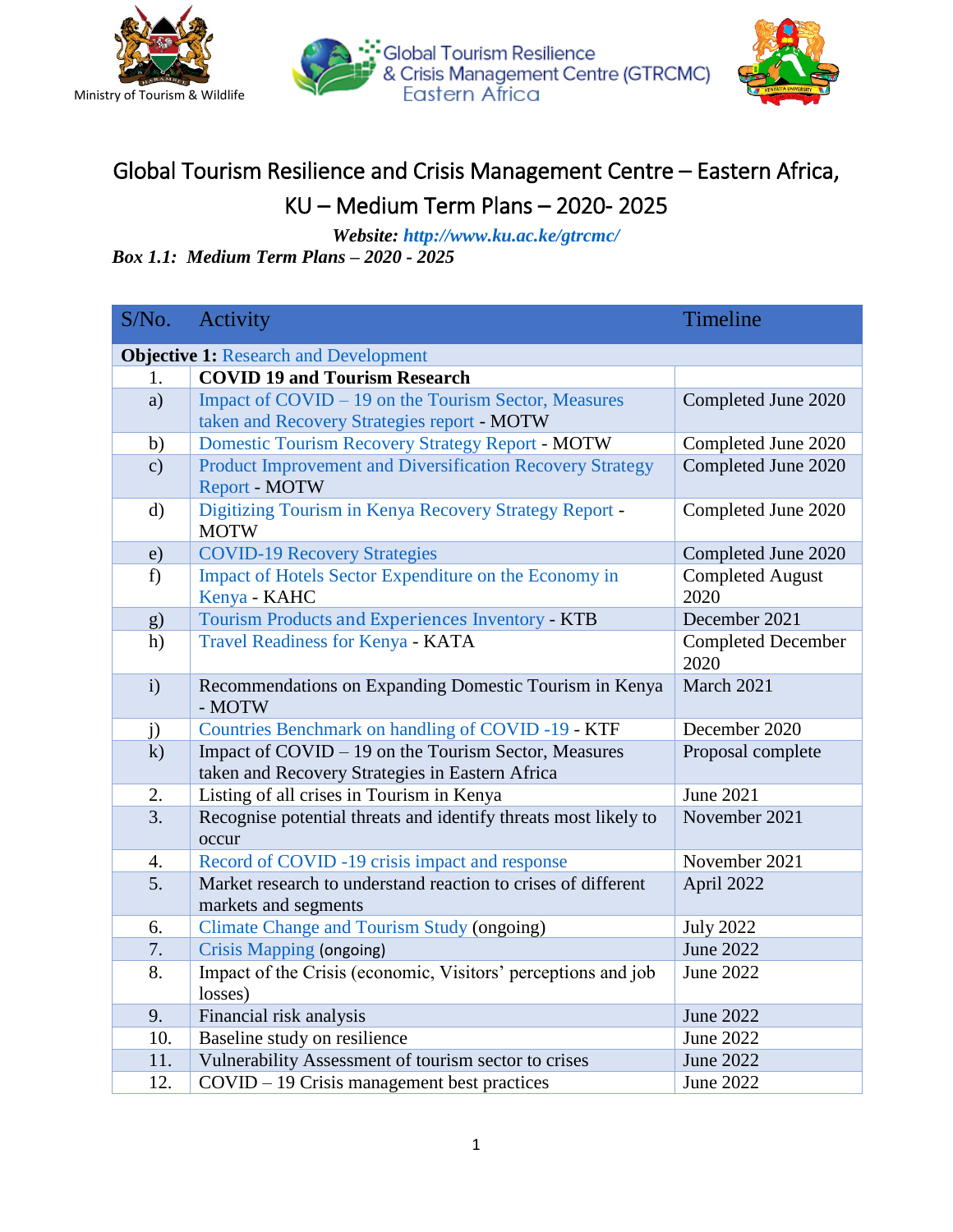Ministry of Tourism & Wildlife

Global Tourism Resilience & Crisis Management Centre (GTRCMC) Eastern Africa

# Global Tourism Resilience and Crisis Management Centre – Eastern Africa, KU – Medium Term Plans – 2020- 2025

***Website:*** ***http://www.ku.ac.ke/gtrcmc/***

***Box 1.1: Medium Term Plans – 2020 - 2025***

| S/No. | Activity | Timeline |
|---|---|---|
| **Objective 1:** Research and Development | | |
| 1. | **COVID 19 and Tourism Research** | |
| a) | Impact of COVID – 19 on the Tourism Sector, Measures taken and Recovery Strategies report - MOTW | Completed June 2020 |
| b) | Domestic Tourism Recovery Strategy Report - MOTW | Completed June 2020 |
| c) | Product Improvement and Diversification Recovery Strategy Report - MOTW | Completed June 2020 |
| d) | Digitizing Tourism in Kenya Recovery Strategy Report - MOTW | Completed June 2020 |
| e) | COVID-19 Recovery Strategies | Completed June 2020 |
| f) | Impact of Hotels Sector Expenditure on the Economy in Kenya - KAHC | Completed August 2020 |
| g) | Tourism Products and Experiences Inventory - KTB | December 2021 |
| h) | Travel Readiness for Kenya - KATA | Completed December 2020 |
| i) | Recommendations on Expanding Domestic Tourism in Kenya - MOTW | March 2021 |
| j) | Countries Benchmark on handling of COVID -19 - KTF | December 2020 |
| k) | Impact of COVID – 19 on the Tourism Sector, Measures taken and Recovery Strategies in Eastern Africa | Proposal complete |
| 2. | Listing of all crises in Tourism in Kenya | June 2021 |
| 3. | Recognise potential threats and identify threats most likely to occur | November 2021 |
| 4. | Record of COVID -19 crisis impact and response | November 2021 |
| 5. | Market research to understand reaction to crises of different markets and segments | April 2022 |
| 6. | Climate Change and Tourism Study (ongoing) | July 2022 |
| 7. | Crisis Mapping (ongoing) | June 2022 |
| 8. | Impact of the Crisis (economic, Visitors' perceptions and job losses) | June 2022 |
| 9. | Financial risk analysis | June 2022 |
| 10. | Baseline study on resilience | June 2022 |
| 11. | Vulnerability Assessment of tourism sector to crises | June 2022 |
| 12. | COVID – 19 Crisis management best practices | June 2022 |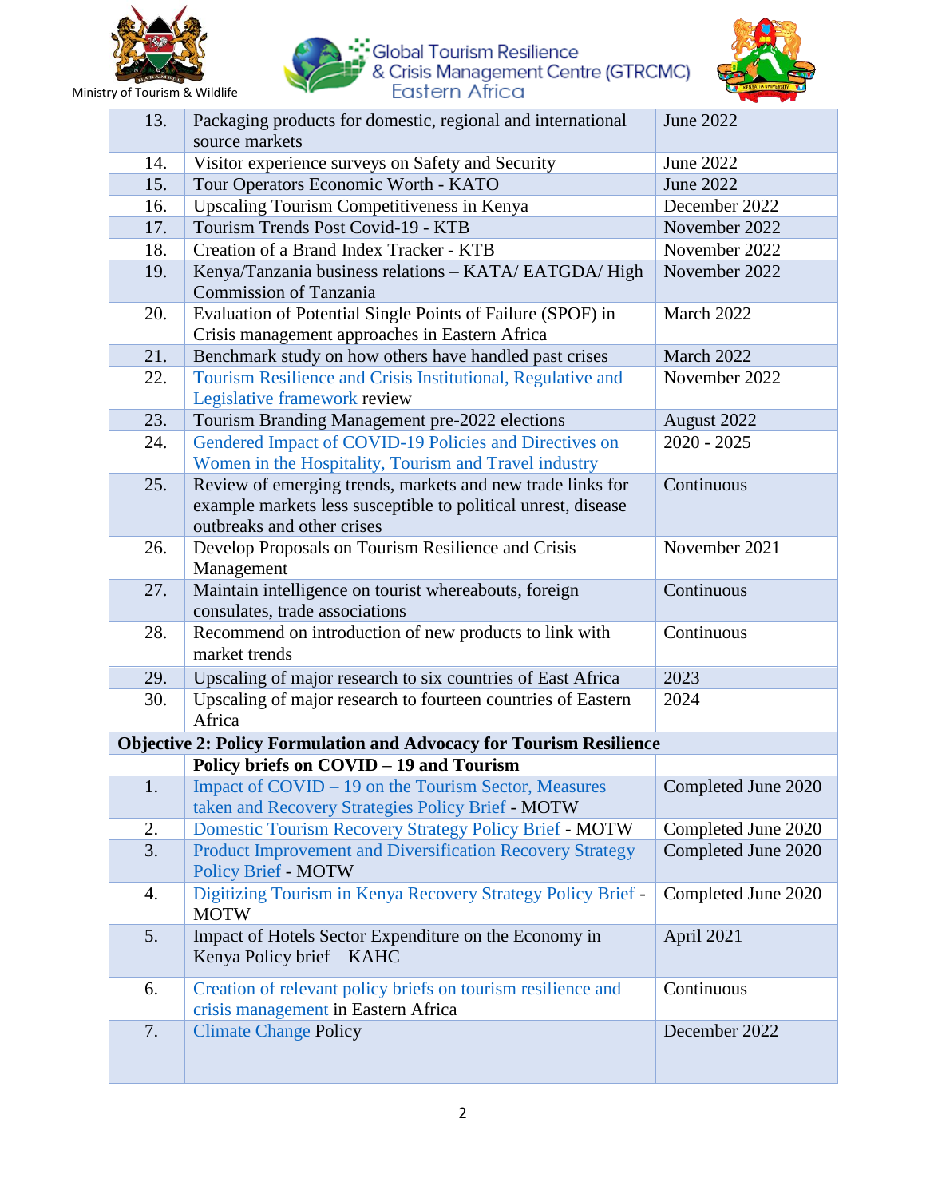| | | |
|---|---|---|
| 13. | Packaging products for domestic, regional and international source markets | June 2022 |
| 14. | Visitor experience surveys on Safety and Security | June 2022 |
| 15. | Tour Operators Economic Worth - KATO | June 2022 |
| 16. | Upscaling Tourism Competitiveness in Kenya | December 2022 |
| 17. | Tourism Trends Post Covid-19 - KTB | November 2022 |
| 18. | Creation of a Brand Index Tracker - KTB | November 2022 |
| 19. | Kenya/Tanzania business relations – KATA/ EATGDA/ High Commission of Tanzania | November 2022 |
| 20. | Evaluation of Potential Single Points of Failure (SPOF) in Crisis management approaches in Eastern Africa | March 2022 |
| 21. | Benchmark study on how others have handled past crises | March 2022 |
| 22. | Tourism Resilience and Crisis Institutional, Regulative and Legislative framework review | November 2022 |
| 23. | Tourism Branding Management pre-2022 elections | August 2022 |
| 24. | Gendered Impact of COVID-19 Policies and Directives on Women in the Hospitality, Tourism and Travel industry | 2020 - 2025 |
| 25. | Review of emerging trends, markets and new trade links for example markets less susceptible to political unrest, disease outbreaks and other crises | Continuous |
| 26. | Develop Proposals on Tourism Resilience and Crisis Management | November 2021 |
| 27. | Maintain intelligence on tourist whereabouts, foreign consulates, trade associations | Continuous |
| 28. | Recommend on introduction of new products to link with market trends | Continuous |
| 29. | Upscaling of major research to six countries of East Africa | 2023 |
| 30. | Upscaling of major research to fourteen countries of Eastern Africa | 2024 |
| **Objective 2: Policy Formulation and Advocacy for Tourism Resilience** | | |
| | **Policy briefs on COVID – 19 and Tourism** | |
| 1. | Impact of COVID – 19 on the Tourism Sector, Measures taken and Recovery Strategies Policy Brief - MOTW | Completed June 2020 |
| 2. | Domestic Tourism Recovery Strategy Policy Brief - MOTW | Completed June 2020 |
| 3. | Product Improvement and Diversification Recovery Strategy Policy Brief - MOTW | Completed June 2020 |
| 4. | Digitizing Tourism in Kenya Recovery Strategy Policy Brief - MOTW | Completed June 2020 |
| 5. | Impact of Hotels Sector Expenditure on the Economy in Kenya Policy brief – KAHC | April 2021 |
| 6. | Creation of relevant policy briefs on tourism resilience and crisis management in Eastern Africa | Continuous |
| 7. | Climate Change Policy | December 2022 |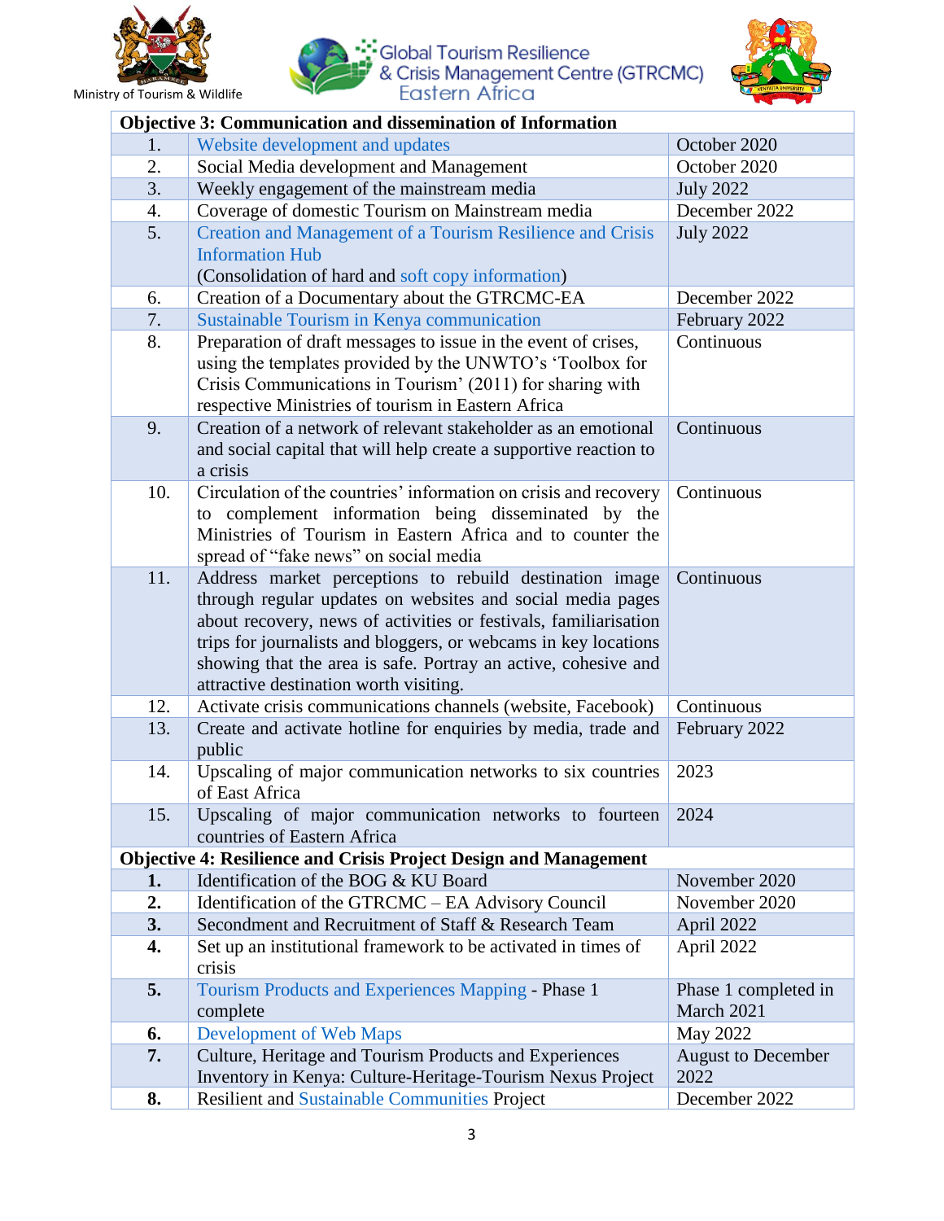| Objective 3: Communication and dissemination of Information | | |
|---|---|---|
| 1. | Website development and updates | October 2020 |
| 2. | Social Media development and Management | October 2020 |
| 3. | Weekly engagement of the mainstream media | July 2022 |
| 4. | Coverage of domestic Tourism on Mainstream media | December 2022 |
| 5. | Creation and Management of a Tourism Resilience and Crisis Information Hub (Consolidation of hard and soft copy information) | July 2022 |
| 6. | Creation of a Documentary about the GTRCMC-EA | December 2022 |
| 7. | Sustainable Tourism in Kenya communication | February 2022 |
| 8. | Preparation of draft messages to issue in the event of crises, using the templates provided by the UNWTO's 'Toolbox for Crisis Communications in Tourism' (2011) for sharing with respective Ministries of tourism in Eastern Africa | Continuous |
| 9. | Creation of a network of relevant stakeholder as an emotional and social capital that will help create a supportive reaction to a crisis | Continuous |
| 10. | Circulation of the countries' information on crisis and recovery to complement information being disseminated by the Ministries of Tourism in Eastern Africa and to counter the spread of "fake news" on social media | Continuous |
| 11. | Address market perceptions to rebuild destination image through regular updates on websites and social media pages about recovery, news of activities or festivals, familiarisation trips for journalists and bloggers, or webcams in key locations showing that the area is safe. Portray an active, cohesive and attractive destination worth visiting. | Continuous |
| 12. | Activate crisis communications channels (website, Facebook) | Continuous |
| 13. | Create and activate hotline for enquiries by media, trade and public | February 2022 |
| 14. | Upscaling of major communication networks to six countries of East Africa | 2023 |
| 15. | Upscaling of major communication networks to fourteen countries of Eastern Africa | 2024 |
| **Objective 4: Resilience and Crisis Project Design and Management** | | |
| **1.** | Identification of the BOG & KU Board | November 2020 |
| **2.** | Identification of the GTRCMC – EA Advisory Council | November 2020 |
| **3.** | Secondment and Recruitment of Staff & Research Team | April 2022 |
| **4.** | Set up an institutional framework to be activated in times of crisis | April 2022 |
| **5.** | Tourism Products and Experiences Mapping - Phase 1 complete | Phase 1 completed in March 2021 |
| **6.** | Development of Web Maps | May 2022 |
| **7.** | Culture, Heritage and Tourism Products and Experiences Inventory in Kenya: Culture-Heritage-Tourism Nexus Project | August to December 2022 |
| **8.** | Resilient and Sustainable Communities Project | December 2022 |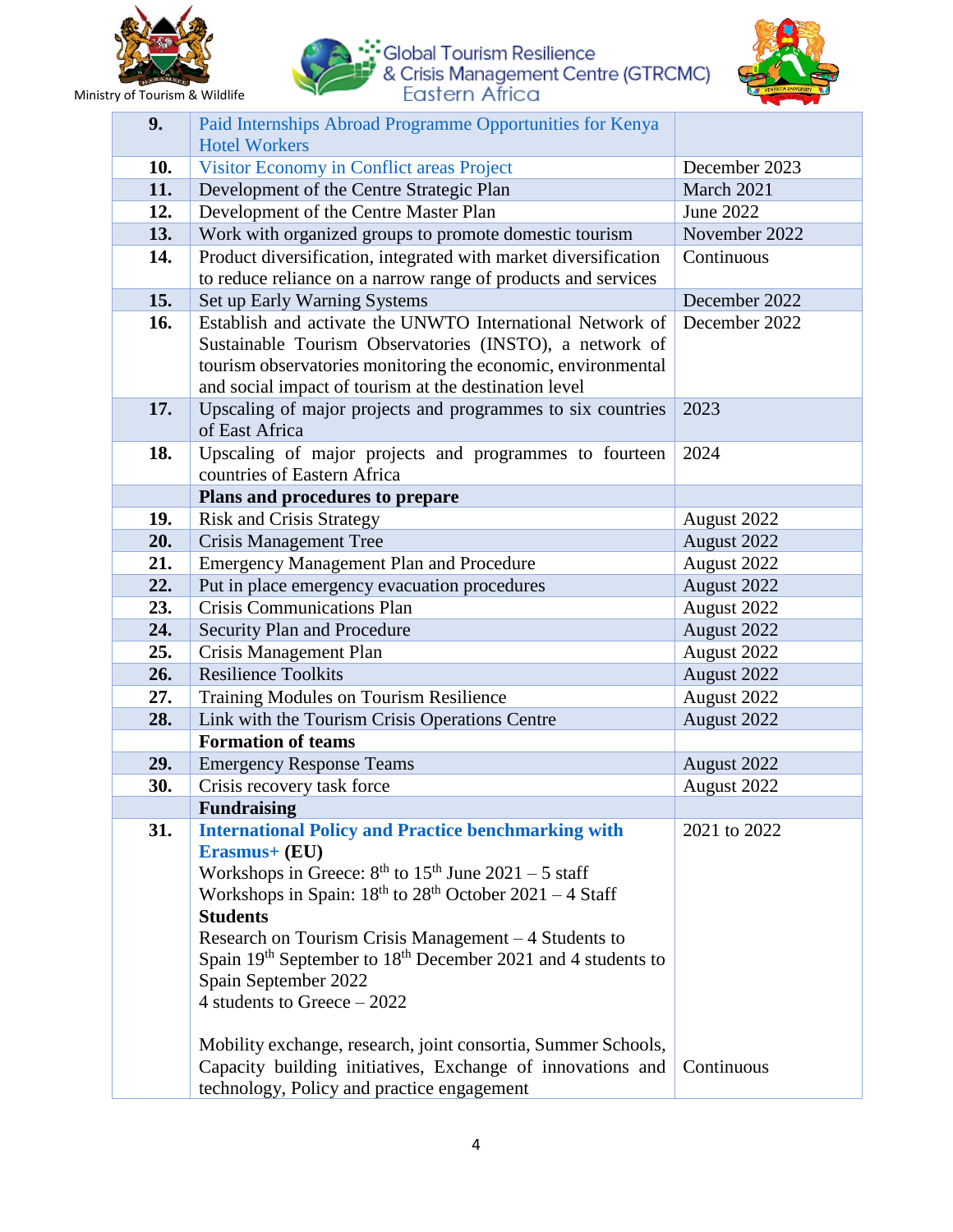| | | |
|---|---|---|
| **9.** | Paid Internships Abroad Programme Opportunities for Kenya Hotel Workers | |
| **10.** | Visitor Economy in Conflict areas Project | December 2023 |
| **11.** | Development of the Centre Strategic Plan | March 2021 |
| **12.** | Development of the Centre Master Plan | June 2022 |
| **13.** | Work with organized groups to promote domestic tourism | November 2022 |
| **14.** | Product diversification, integrated with market diversification to reduce reliance on a narrow range of products and services | Continuous |
| **15.** | Set up Early Warning Systems | December 2022 |
| **16.** | Establish and activate the UNWTO International Network of Sustainable Tourism Observatories (INSTO), a network of tourism observatories monitoring the economic, environmental and social impact of tourism at the destination level | December 2022 |
| **17.** | Upscaling of major projects and programmes to six countries of East Africa | 2023 |
| **18.** | Upscaling of major projects and programmes to fourteen countries of Eastern Africa | 2024 |
| | **Plans and procedures to prepare** | |
| **19.** | Risk and Crisis Strategy | August 2022 |
| **20.** | Crisis Management Tree | August 2022 |
| **21.** | Emergency Management Plan and Procedure | August 2022 |
| **22.** | Put in place emergency evacuation procedures | August 2022 |
| **23.** | Crisis Communications Plan | August 2022 |
| **24.** | Security Plan and Procedure | August 2022 |
| **25.** | Crisis Management Plan | August 2022 |
| **26.** | Resilience Toolkits | August 2022 |
| **27.** | Training Modules on Tourism Resilience | August 2022 |
| **28.** | Link with the Tourism Crisis Operations Centre | August 2022 |
| | **Formation of teams** | |
| **29.** | Emergency Response Teams | August 2022 |
| **30.** | Crisis recovery task force | August 2022 |
| | **Fundraising** | |
| **31.** | **International Policy and Practice benchmarking with Erasmus+ (EU)**<br>Workshops in Greece: 8th to 15th June 2021 – 5 staff<br>Workshops in Spain: 18th to 28th October 2021 – 4 Staff<br>**Students**<br>Research on Tourism Crisis Management – 4 Students to Spain 19th September to 18th December 2021 and 4 students to Spain September 2022<br>4 students to Greece – 2022 | 2021 to 2022 |
| | Mobility exchange, research, joint consortia, Summer Schools, Capacity building initiatives, Exchange of innovations and technology, Policy and practice engagement | Continuous |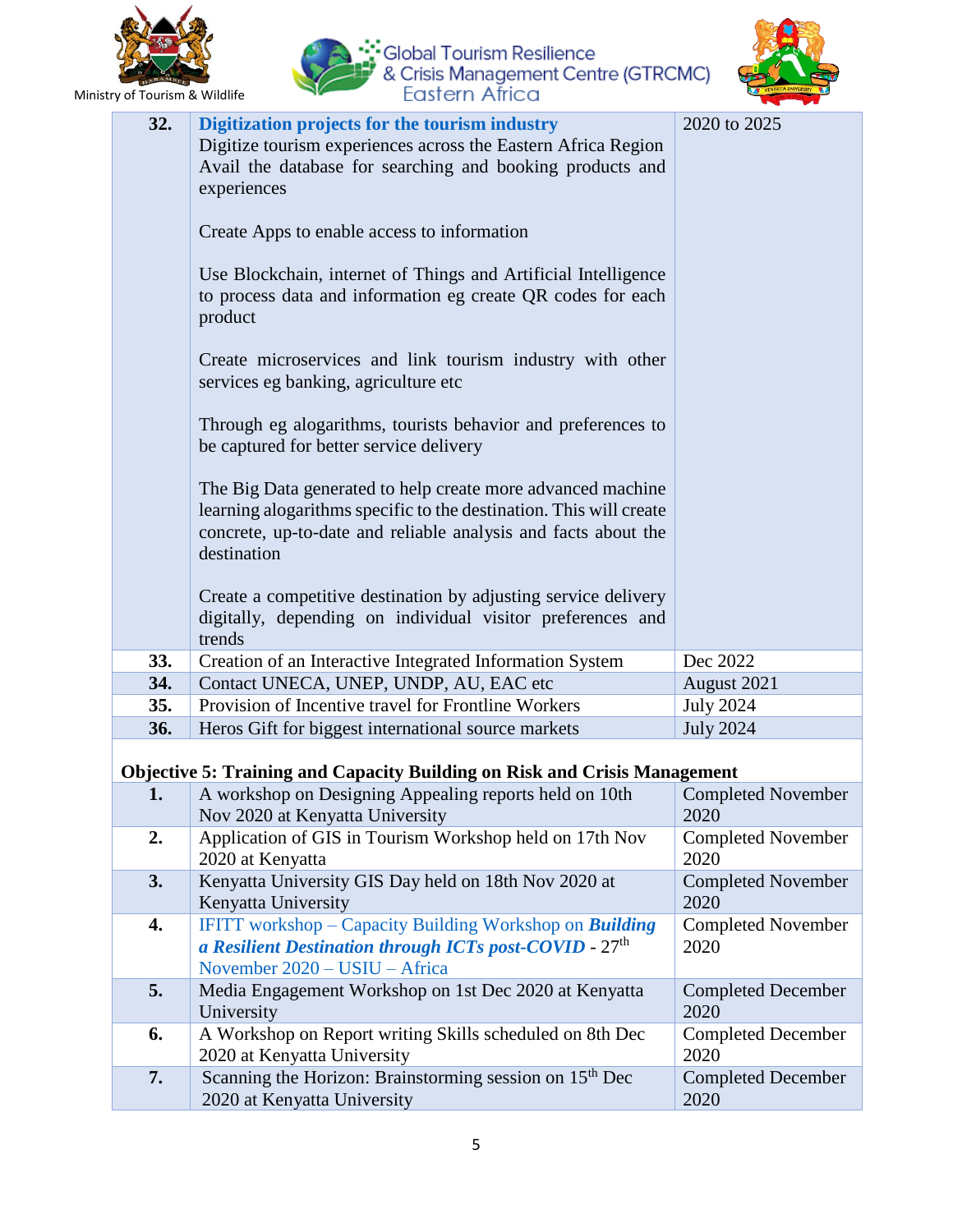| | | |
|---|---|---|
| **32.** | **Digitization projects for the tourism industry**<br>Digitize tourism experiences across the Eastern Africa Region Avail the database for searching and booking products and experiences<br><br>Create Apps to enable access to information<br><br>Use Blockchain, internet of Things and Artificial Intelligence to process data and information eg create QR codes for each product<br><br>Create microservices and link tourism industry with other services eg banking, agriculture etc<br><br>Through eg alogarithms, tourists behavior and preferences to be captured for better service delivery<br><br>The Big Data generated to help create more advanced machine learning alogarithms specific to the destination. This will create concrete, up-to-date and reliable analysis and facts about the destination<br><br>Create a competitive destination by adjusting service delivery digitally, depending on individual visitor preferences and trends | 2020 to 2025 |
| **33.** | Creation of an Interactive Integrated Information System | Dec 2022 |
| **34.** | Contact UNECA, UNEP, UNDP, AU, EAC etc | August 2021 |
| **35.** | Provision of Incentive travel for Frontline Workers | July 2024 |
| **36.** | Heros Gift for biggest international source markets | July 2024 |

**Objective 5: Training and Capacity Building on Risk and Crisis Management**

| | | |
|---|---|---|
| **1.** | A workshop on Designing Appealing reports held on 10th Nov 2020 at Kenyatta University | Completed November 2020 |
| **2.** | Application of GIS in Tourism Workshop held on 17th Nov 2020 at Kenyatta | Completed November 2020 |
| **3.** | Kenyatta University GIS Day held on 18th Nov 2020 at Kenyatta University | Completed November 2020 |
| **4.** | IFITT workshop – Capacity Building Workshop on ***Building a Resilient Destination through ICTs post-COVID*** - 27th November 2020 – USIU – Africa | Completed November 2020 |
| **5.** | Media Engagement Workshop on 1st Dec 2020 at Kenyatta University | Completed December 2020 |
| **6.** | A Workshop on Report writing Skills scheduled on 8th Dec 2020 at Kenyatta University | Completed December 2020 |
| **7.** | Scanning the Horizon: Brainstorming session on 15th Dec 2020 at Kenyatta University | Completed December 2020 |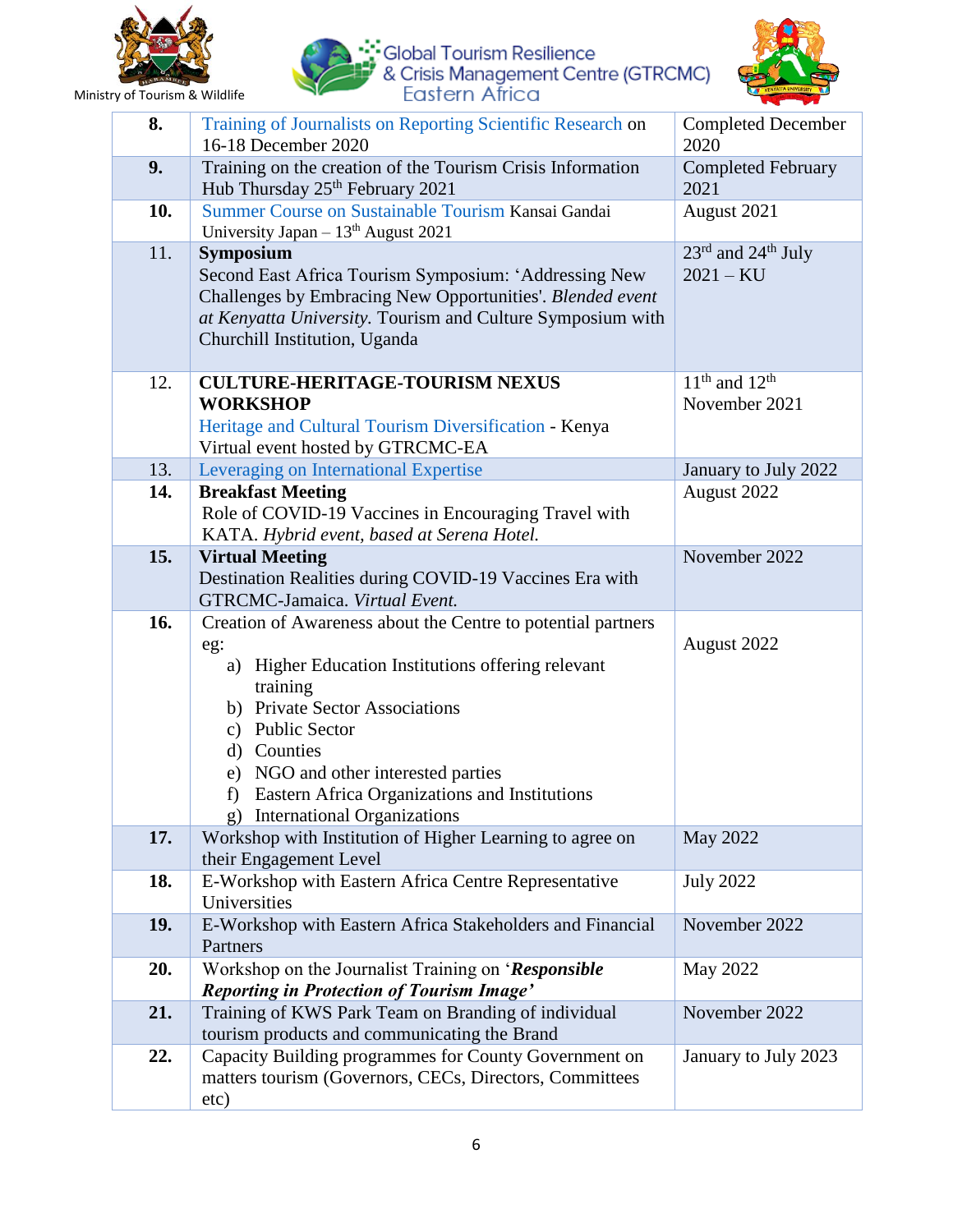| | | |
|---|---|---|
| **8.** | Training of Journalists on Reporting Scientific Research on 16-18 December 2020 | Completed December 2020 |
| **9.** | Training on the creation of the Tourism Crisis Information Hub Thursday 25th February 2021 | Completed February 2021 |
| **10.** | Summer Course on Sustainable Tourism Kansai Gandai University Japan – 13th August 2021 | August 2021 |
| 11. | **Symposium** Second East Africa Tourism Symposium: 'Addressing New Challenges by Embracing New Opportunities'. *Blended event at Kenyatta University.* Tourism and Culture Symposium with Churchill Institution, Uganda | 23rd and 24th July 2021 – KU |
| 12. | **CULTURE-HERITAGE-TOURISM NEXUS WORKSHOP** Heritage and Cultural Tourism Diversification - Kenya Virtual event hosted by GTRCMC-EA | 11th and 12th November 2021 |
| 13. | Leveraging on International Expertise | January to July 2022 |
| **14.** | **Breakfast Meeting** Role of COVID-19 Vaccines in Encouraging Travel with KATA. *Hybrid event, based at Serena Hotel.* | August 2022 |
| **15.** | **Virtual Meeting** Destination Realities during COVID-19 Vaccines Era with GTRCMC-Jamaica. *Virtual Event.* | November 2022 |
| **16.** | Creation of Awareness about the Centre to potential partners eg: a) Higher Education Institutions offering relevant training b) Private Sector Associations c) Public Sector d) Counties e) NGO and other interested parties f) Eastern Africa Organizations and Institutions g) International Organizations | August 2022 |
| **17.** | Workshop with Institution of Higher Learning to agree on their Engagement Level | May 2022 |
| **18.** | E-Workshop with Eastern Africa Centre Representative Universities | July 2022 |
| **19.** | E-Workshop with Eastern Africa Stakeholders and Financial Partners | November 2022 |
| **20.** | Workshop on the Journalist Training on '***Responsible Reporting in Protection of Tourism Image'*** | May 2022 |
| **21.** | Training of KWS Park Team on Branding of individual tourism products and communicating the Brand | November 2022 |
| **22.** | Capacity Building programmes for County Government on matters tourism (Governors, CECs, Directors, Committees etc) | January to July 2023 |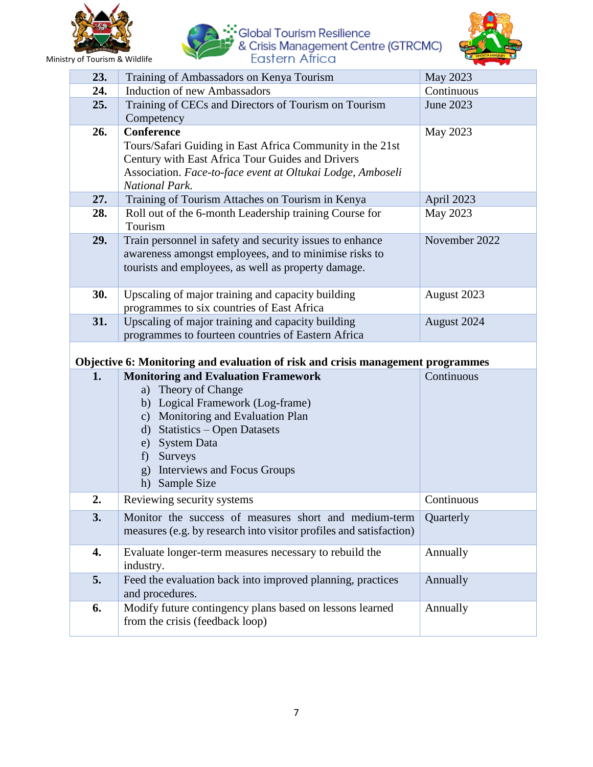| | | |
|---|---|---|
| **23.** | Training of Ambassadors on Kenya Tourism | May 2023 |
| **24.** | Induction of new Ambassadors | Continuous |
| **25.** | Training of CECs and Directors of Tourism on Tourism Competency | June 2023 |
| **26.** | **Conference** Tours/Safari Guiding in East Africa Community in the 21st Century with East Africa Tour Guides and Drivers Association. *Face-to-face event at Oltukai Lodge, Amboseli National Park.* | May 2023 |
| **27.** | Training of Tourism Attaches on Tourism in Kenya | April 2023 |
| **28.** | Roll out of the 6-month Leadership training Course for Tourism | May 2023 |
| **29.** | Train personnel in safety and security issues to enhance awareness amongst employees, and to minimise risks to tourists and employees, as well as property damage. | November 2022 |
| **30.** | Upscaling of major training and capacity building programmes to six countries of East Africa | August 2023 |
| **31.** | Upscaling of major training and capacity building programmes to fourteen countries of Eastern Africa | August 2024 |

**Objective 6: Monitoring and evaluation of risk and crisis management programmes**

| | | |
|---|---|---|
| **1.** | **Monitoring and Evaluation Framework** a) Theory of Change b) Logical Framework (Log-frame) c) Monitoring and Evaluation Plan d) Statistics – Open Datasets e) System Data f) Surveys g) Interviews and Focus Groups h) Sample Size | Continuous |
| **2.** | Reviewing security systems | Continuous |
| **3.** | Monitor the success of measures short and medium-term measures (e.g. by research into visitor profiles and satisfaction) | Quarterly |
| **4.** | Evaluate longer-term measures necessary to rebuild the industry. | Annually |
| **5.** | Feed the evaluation back into improved planning, practices and procedures. | Annually |
| **6.** | Modify future contingency plans based on lessons learned from the crisis (feedback loop) | Annually |